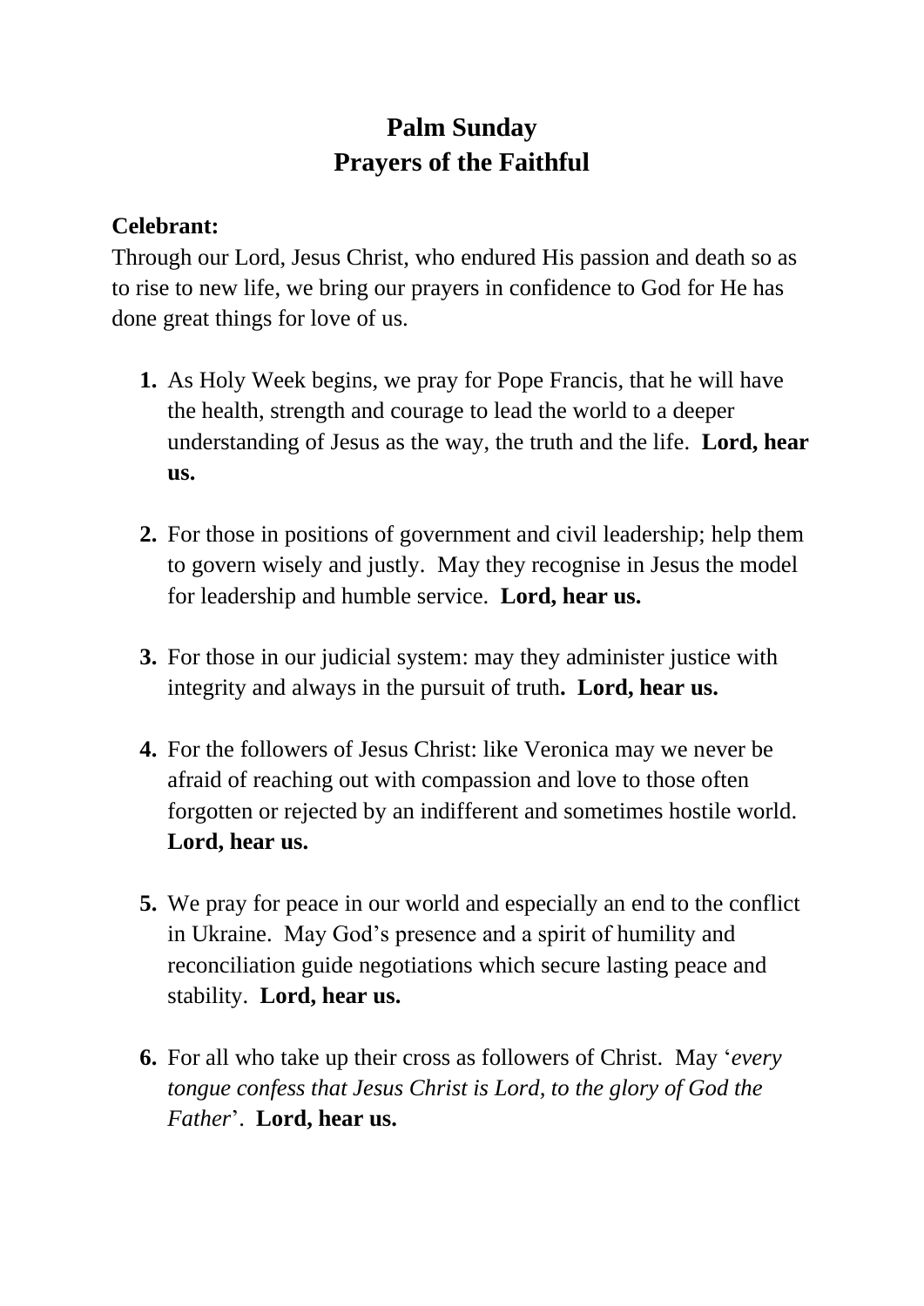# Palm Sunday
# Prayers of the Faithful

**Celebrant:**
Through our Lord, Jesus Christ, who endured His passion and death so as to rise to new life, we bring our prayers in confidence to God for He has done great things for love of us.

1. As Holy Week begins, we pray for Pope Francis, that he will have the health, strength and courage to lead the world to a deeper understanding of Jesus as the way, the truth and the life. **Lord, hear us.**

2. For those in positions of government and civil leadership; help them to govern wisely and justly. May they recognise in Jesus the model for leadership and humble service. **Lord, hear us.**

3. For those in our judicial system: may they administer justice with integrity and always in the pursuit of truth**. Lord, hear us.**

4. For the followers of Jesus Christ: like Veronica may we never be afraid of reaching out with compassion and love to those often forgotten or rejected by an indifferent and sometimes hostile world. **Lord, hear us.**

5. We pray for peace in our world and especially an end to the conflict in Ukraine. May God's presence and a spirit of humility and reconciliation guide negotiations which secure lasting peace and stability. **Lord, hear us.**

6. For all who take up their cross as followers of Christ. May '*every tongue confess that Jesus Christ is Lord, to the glory of God the Father*'. **Lord, hear us.**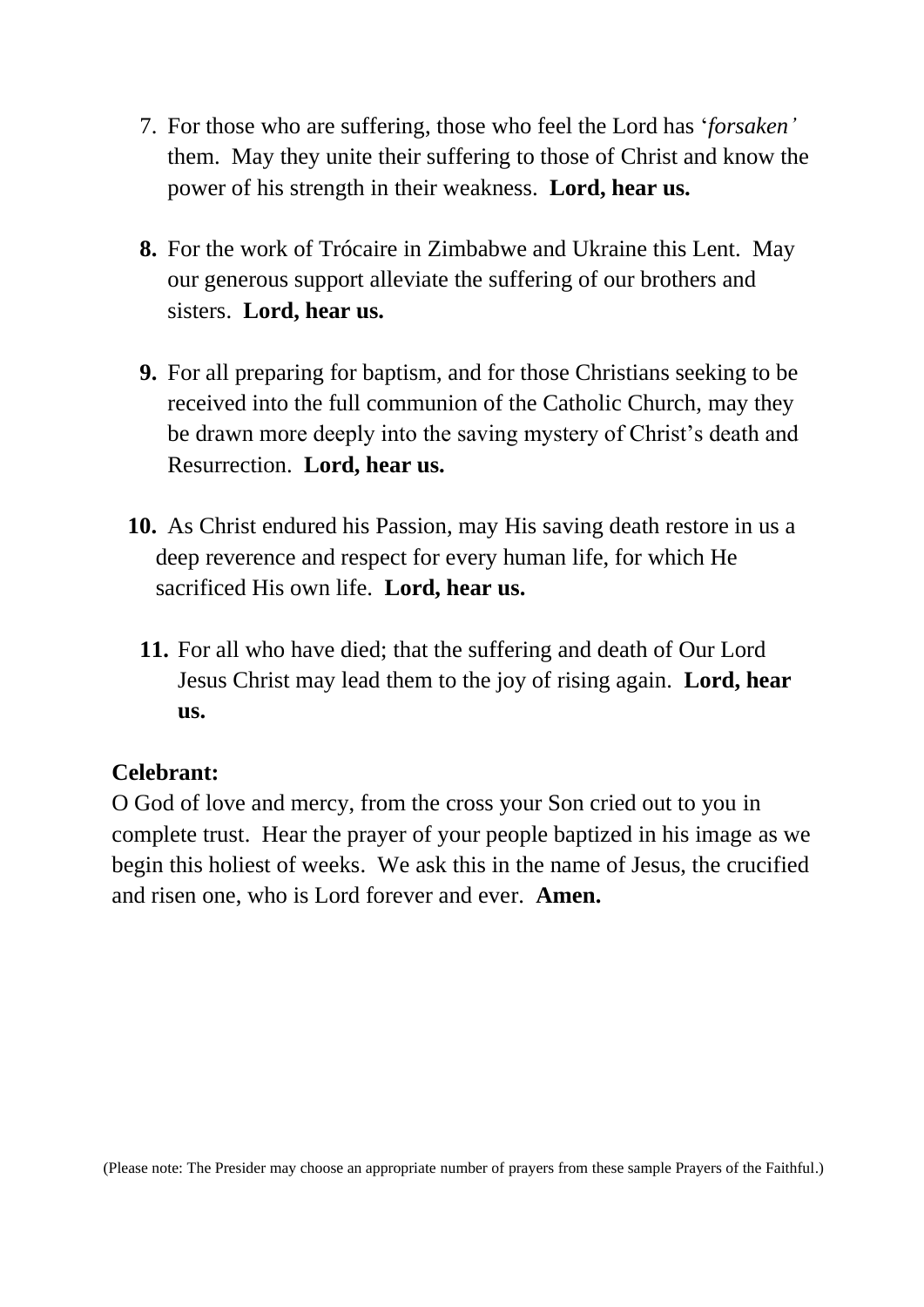7. For those who are suffering, those who feel the Lord has '*forsaken'* them. May they unite their suffering to those of Christ and know the power of his strength in their weakness. **Lord, hear us.**

8. For the work of Trócaire in Zimbabwe and Ukraine this Lent. May our generous support alleviate the suffering of our brothers and sisters. **Lord, hear us.**

9. For all preparing for baptism, and for those Christians seeking to be received into the full communion of the Catholic Church, may they be drawn more deeply into the saving mystery of Christ's death and Resurrection. **Lord, hear us.**

10. As Christ endured his Passion, may His saving death restore in us a deep reverence and respect for every human life, for which He sacrificed His own life. **Lord, hear us.**

11. For all who have died; that the suffering and death of Our Lord Jesus Christ may lead them to the joy of rising again. **Lord, hear us.**

**Celebrant:**
O God of love and mercy, from the cross your Son cried out to you in complete trust. Hear the prayer of your people baptized in his image as we begin this holiest of weeks. We ask this in the name of Jesus, the crucified and risen one, who is Lord forever and ever. **Amen.**

(Please note: The Presider may choose an appropriate number of prayers from these sample Prayers of the Faithful.)